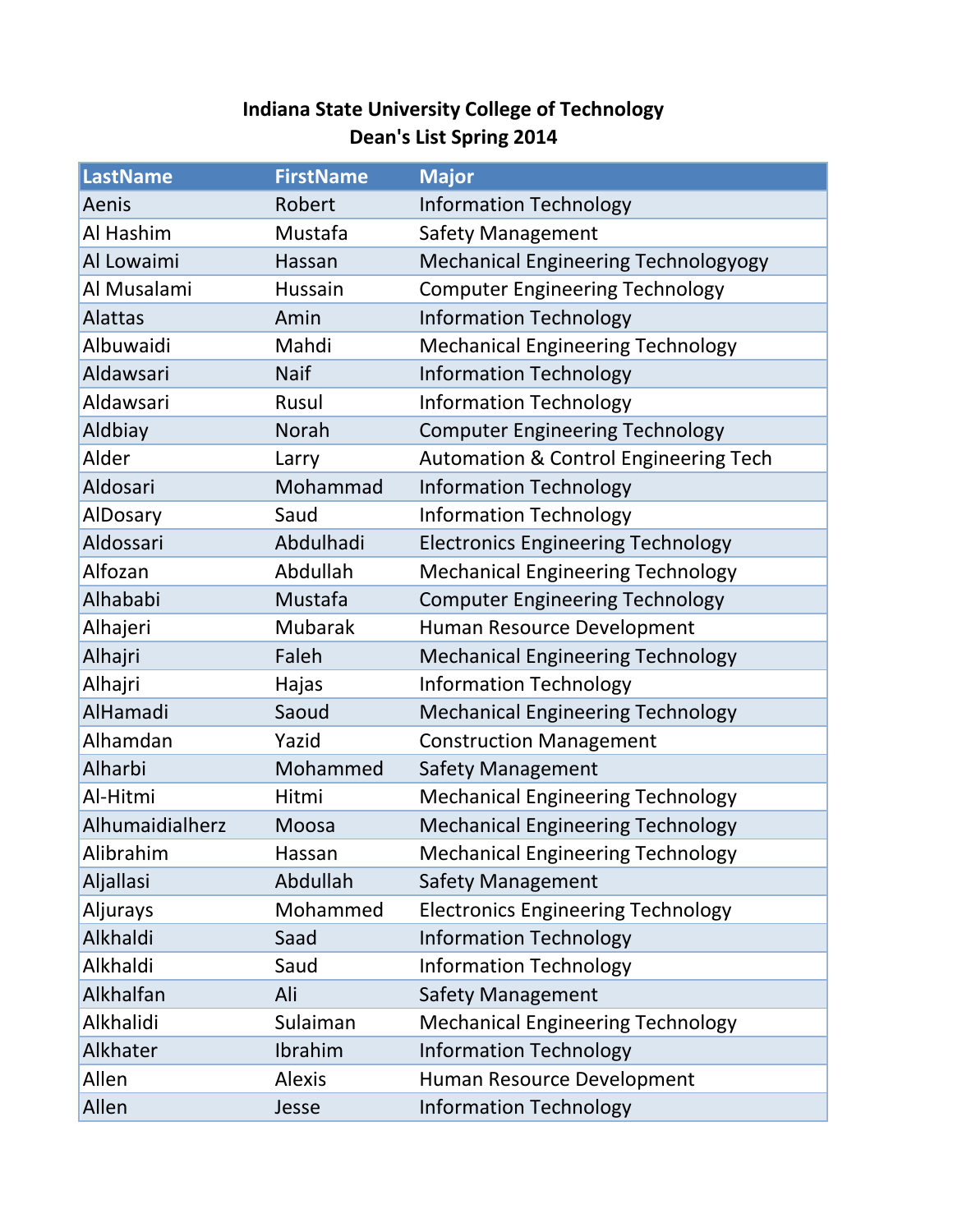# Indiana State University College of Technology
## Dean's List Spring 2014

| LastName | FirstName | Major |
|---|---|---|
| Aenis | Robert | Information Technology |
| Al Hashim | Mustafa | Safety Management |
| Al Lowaimi | Hassan | Mechanical Engineering Technologyogy |
| Al Musalami | Hussain | Computer Engineering Technology |
| Alattas | Amin | Information Technology |
| Albuwaidi | Mahdi | Mechanical Engineering Technology |
| Aldawsari | Naif | Information Technology |
| Aldawsari | Rusul | Information Technology |
| Aldbiay | Norah | Computer Engineering Technology |
| Alder | Larry | Automation & Control Engineering Tech |
| Aldosari | Mohammad | Information Technology |
| AlDosary | Saud | Information Technology |
| Aldossari | Abdulhadi | Electronics Engineering Technology |
| Alfozan | Abdullah | Mechanical Engineering Technology |
| Alhababi | Mustafa | Computer Engineering Technology |
| Alhajeri | Mubarak | Human Resource Development |
| Alhajri | Faleh | Mechanical Engineering Technology |
| Alhajri | Hajas | Information Technology |
| AlHamadi | Saoud | Mechanical Engineering Technology |
| Alhamdan | Yazid | Construction Management |
| Alharbi | Mohammed | Safety Management |
| Al-Hitmi | Hitmi | Mechanical Engineering Technology |
| Alhumaidialherz | Moosa | Mechanical Engineering Technology |
| Alibrahim | Hassan | Mechanical Engineering Technology |
| Aljallasi | Abdullah | Safety Management |
| Aljurays | Mohammed | Electronics Engineering Technology |
| Alkhaldi | Saad | Information Technology |
| Alkhaldi | Saud | Information Technology |
| Alkhalfan | Ali | Safety Management |
| Alkhalidi | Sulaiman | Mechanical Engineering Technology |
| Alkhater | Ibrahim | Information Technology |
| Allen | Alexis | Human Resource Development |
| Allen | Jesse | Information Technology |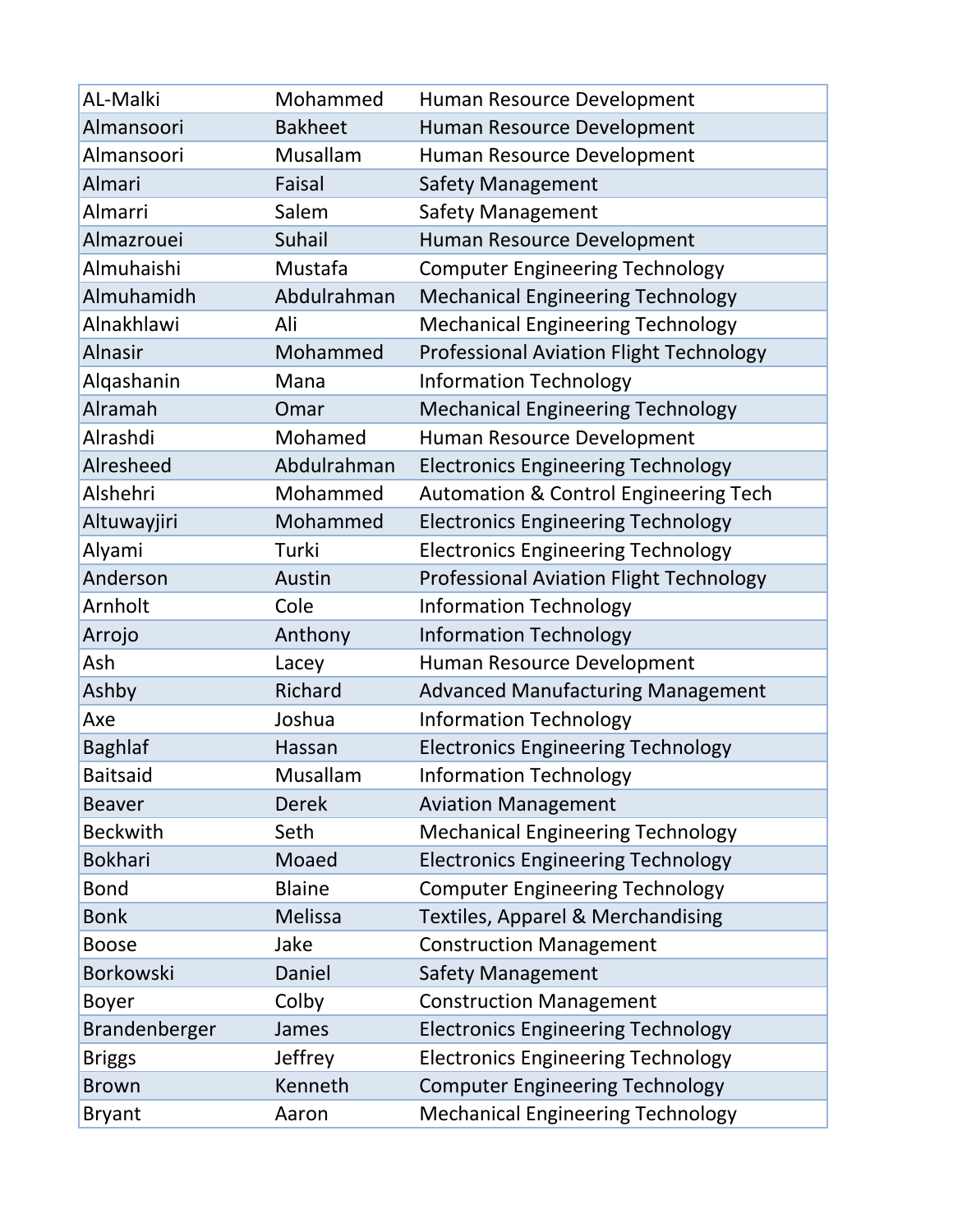| AL-Malki | Mohammed | Human Resource Development |
|---|---|---|
| Almansoori | Bakheet | Human Resource Development |
| Almansoori | Musallam | Human Resource Development |
| Almari | Faisal | Safety Management |
| Almarri | Salem | Safety Management |
| Almazrouei | Suhail | Human Resource Development |
| Almuhaishi | Mustafa | Computer Engineering Technology |
| Almuhamidh | Abdulrahman | Mechanical Engineering Technology |
| Alnakhlawi | Ali | Mechanical Engineering Technology |
| Alnasir | Mohammed | Professional Aviation Flight Technology |
| Alqashanin | Mana | Information Technology |
| Alramah | Omar | Mechanical Engineering Technology |
| Alrashdi | Mohamed | Human Resource Development |
| Alresheed | Abdulrahman | Electronics Engineering Technology |
| Alshehri | Mohammed | Automation & Control Engineering Tech |
| Altuwayjiri | Mohammed | Electronics Engineering Technology |
| Alyami | Turki | Electronics Engineering Technology |
| Anderson | Austin | Professional Aviation Flight Technology |
| Arnholt | Cole | Information Technology |
| Arrojo | Anthony | Information Technology |
| Ash | Lacey | Human Resource Development |
| Ashby | Richard | Advanced Manufacturing Management |
| Axe | Joshua | Information Technology |
| Baghlaf | Hassan | Electronics Engineering Technology |
| Baitsaid | Musallam | Information Technology |
| Beaver | Derek | Aviation Management |
| Beckwith | Seth | Mechanical Engineering Technology |
| Bokhari | Moaed | Electronics Engineering Technology |
| Bond | Blaine | Computer Engineering Technology |
| Bonk | Melissa | Textiles, Apparel & Merchandising |
| Boose | Jake | Construction Management |
| Borkowski | Daniel | Safety Management |
| Boyer | Colby | Construction Management |
| Brandenberger | James | Electronics Engineering Technology |
| Briggs | Jeffrey | Electronics Engineering Technology |
| Brown | Kenneth | Computer Engineering Technology |
| Bryant | Aaron | Mechanical Engineering Technology |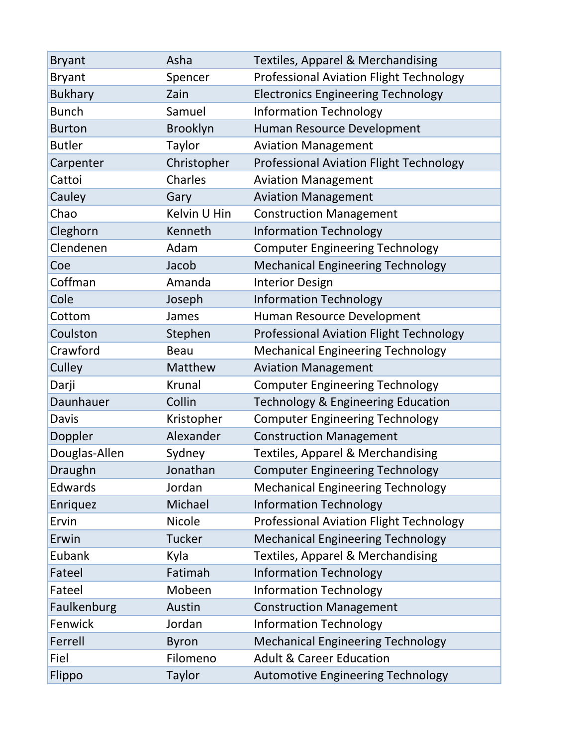| | | |
|---|---|---|
| Bryant | Asha | Textiles, Apparel & Merchandising |
| Bryant | Spencer | Professional Aviation Flight Technology |
| Bukhary | Zain | Electronics Engineering Technology |
| Bunch | Samuel | Information Technology |
| Burton | Brooklyn | Human Resource Development |
| Butler | Taylor | Aviation Management |
| Carpenter | Christopher | Professional Aviation Flight Technology |
| Cattoi | Charles | Aviation Management |
| Cauley | Gary | Aviation Management |
| Chao | Kelvin U Hin | Construction Management |
| Cleghorn | Kenneth | Information Technology |
| Clendenen | Adam | Computer Engineering Technology |
| Coe | Jacob | Mechanical Engineering Technology |
| Coffman | Amanda | Interior Design |
| Cole | Joseph | Information Technology |
| Cottom | James | Human Resource Development |
| Coulston | Stephen | Professional Aviation Flight Technology |
| Crawford | Beau | Mechanical Engineering Technology |
| Culley | Matthew | Aviation Management |
| Darji | Krunal | Computer Engineering Technology |
| Daunhauer | Collin | Technology & Engineering Education |
| Davis | Kristopher | Computer Engineering Technology |
| Doppler | Alexander | Construction Management |
| Douglas-Allen | Sydney | Textiles, Apparel & Merchandising |
| Draughn | Jonathan | Computer Engineering Technology |
| Edwards | Jordan | Mechanical Engineering Technology |
| Enriquez | Michael | Information Technology |
| Ervin | Nicole | Professional Aviation Flight Technology |
| Erwin | Tucker | Mechanical Engineering Technology |
| Eubank | Kyla | Textiles, Apparel & Merchandising |
| Fateel | Fatimah | Information Technology |
| Fateel | Mobeen | Information Technology |
| Faulkenburg | Austin | Construction Management |
| Fenwick | Jordan | Information Technology |
| Ferrell | Byron | Mechanical Engineering Technology |
| Fiel | Filomeno | Adult & Career Education |
| Flippo | Taylor | Automotive Engineering Technology |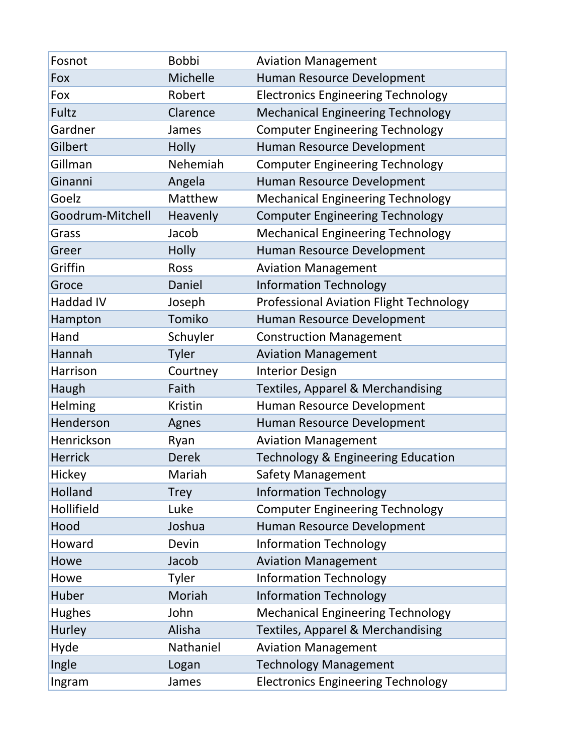| | | |
|---|---|---|
| Fosnot | Bobbi | Aviation Management |
| Fox | Michelle | Human Resource Development |
| Fox | Robert | Electronics Engineering Technology |
| Fultz | Clarence | Mechanical Engineering Technology |
| Gardner | James | Computer Engineering Technology |
| Gilbert | Holly | Human Resource Development |
| Gillman | Nehemiah | Computer Engineering Technology |
| Ginanni | Angela | Human Resource Development |
| Goelz | Matthew | Mechanical Engineering Technology |
| Goodrum-Mitchell | Heavenly | Computer Engineering Technology |
| Grass | Jacob | Mechanical Engineering Technology |
| Greer | Holly | Human Resource Development |
| Griffin | Ross | Aviation Management |
| Groce | Daniel | Information Technology |
| Haddad IV | Joseph | Professional Aviation Flight Technology |
| Hampton | Tomiko | Human Resource Development |
| Hand | Schuyler | Construction Management |
| Hannah | Tyler | Aviation Management |
| Harrison | Courtney | Interior Design |
| Haugh | Faith | Textiles, Apparel & Merchandising |
| Helming | Kristin | Human Resource Development |
| Henderson | Agnes | Human Resource Development |
| Henrickson | Ryan | Aviation Management |
| Herrick | Derek | Technology & Engineering Education |
| Hickey | Mariah | Safety Management |
| Holland | Trey | Information Technology |
| Hollifield | Luke | Computer Engineering Technology |
| Hood | Joshua | Human Resource Development |
| Howard | Devin | Information Technology |
| Howe | Jacob | Aviation Management |
| Howe | Tyler | Information Technology |
| Huber | Moriah | Information Technology |
| Hughes | John | Mechanical Engineering Technology |
| Hurley | Alisha | Textiles, Apparel & Merchandising |
| Hyde | Nathaniel | Aviation Management |
| Ingle | Logan | Technology Management |
| Ingram | James | Electronics Engineering Technology |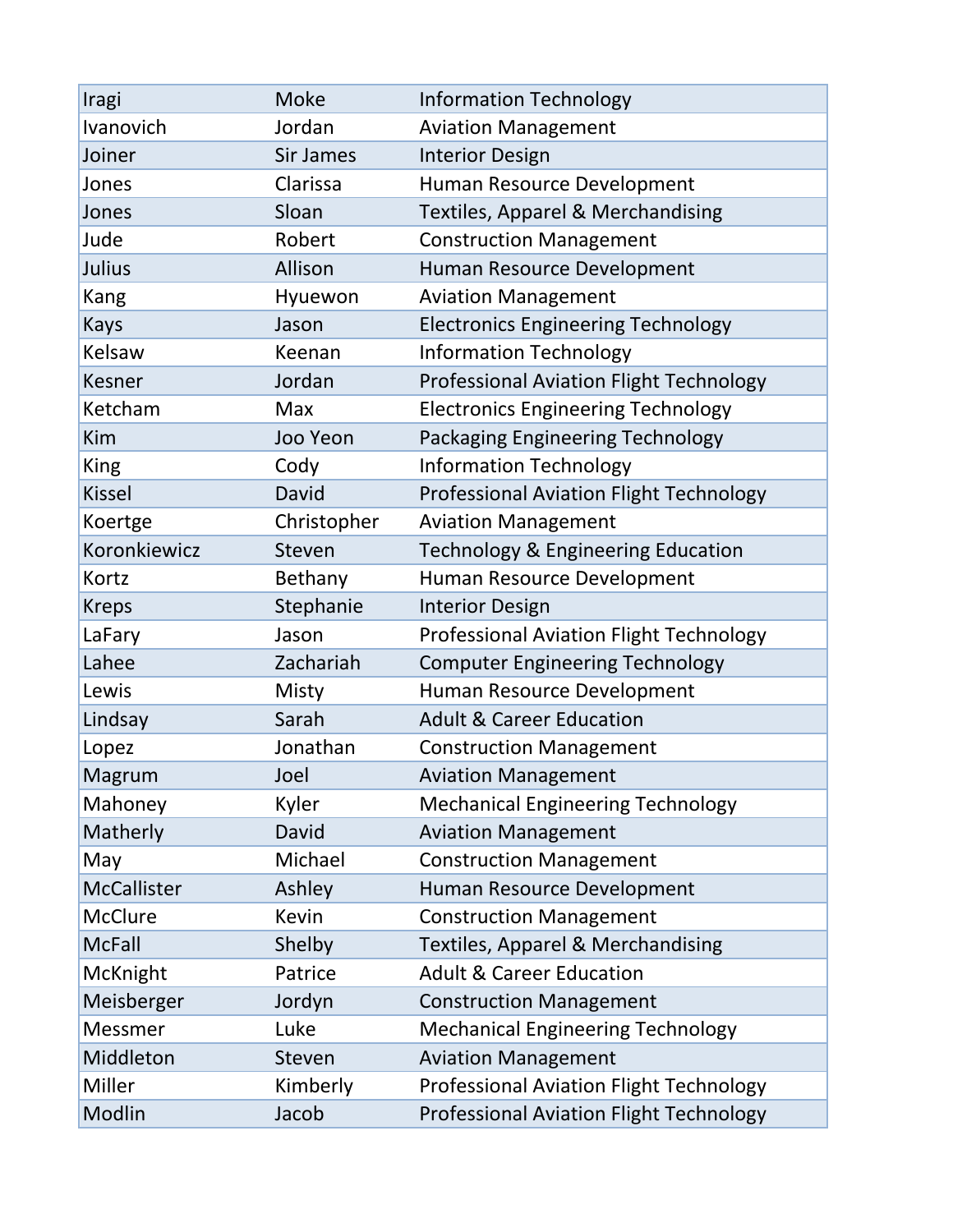| | | |
|---|---|---|
| Iragi | Moke | Information Technology |
| Ivanovich | Jordan | Aviation Management |
| Joiner | Sir James | Interior Design |
| Jones | Clarissa | Human Resource Development |
| Jones | Sloan | Textiles, Apparel & Merchandising |
| Jude | Robert | Construction Management |
| Julius | Allison | Human Resource Development |
| Kang | Hyuewon | Aviation Management |
| Kays | Jason | Electronics Engineering Technology |
| Kelsaw | Keenan | Information Technology |
| Kesner | Jordan | Professional Aviation Flight Technology |
| Ketcham | Max | Electronics Engineering Technology |
| Kim | Joo Yeon | Packaging Engineering Technology |
| King | Cody | Information Technology |
| Kissel | David | Professional Aviation Flight Technology |
| Koertge | Christopher | Aviation Management |
| Koronkiewicz | Steven | Technology & Engineering Education |
| Kortz | Bethany | Human Resource Development |
| Kreps | Stephanie | Interior Design |
| LaFary | Jason | Professional Aviation Flight Technology |
| Lahee | Zachariah | Computer Engineering Technology |
| Lewis | Misty | Human Resource Development |
| Lindsay | Sarah | Adult & Career Education |
| Lopez | Jonathan | Construction Management |
| Magrum | Joel | Aviation Management |
| Mahoney | Kyler | Mechanical Engineering Technology |
| Matherly | David | Aviation Management |
| May | Michael | Construction Management |
| McCallister | Ashley | Human Resource Development |
| McClure | Kevin | Construction Management |
| McFall | Shelby | Textiles, Apparel & Merchandising |
| McKnight | Patrice | Adult & Career Education |
| Meisberger | Jordyn | Construction Management |
| Messmer | Luke | Mechanical Engineering Technology |
| Middleton | Steven | Aviation Management |
| Miller | Kimberly | Professional Aviation Flight Technology |
| Modlin | Jacob | Professional Aviation Flight Technology |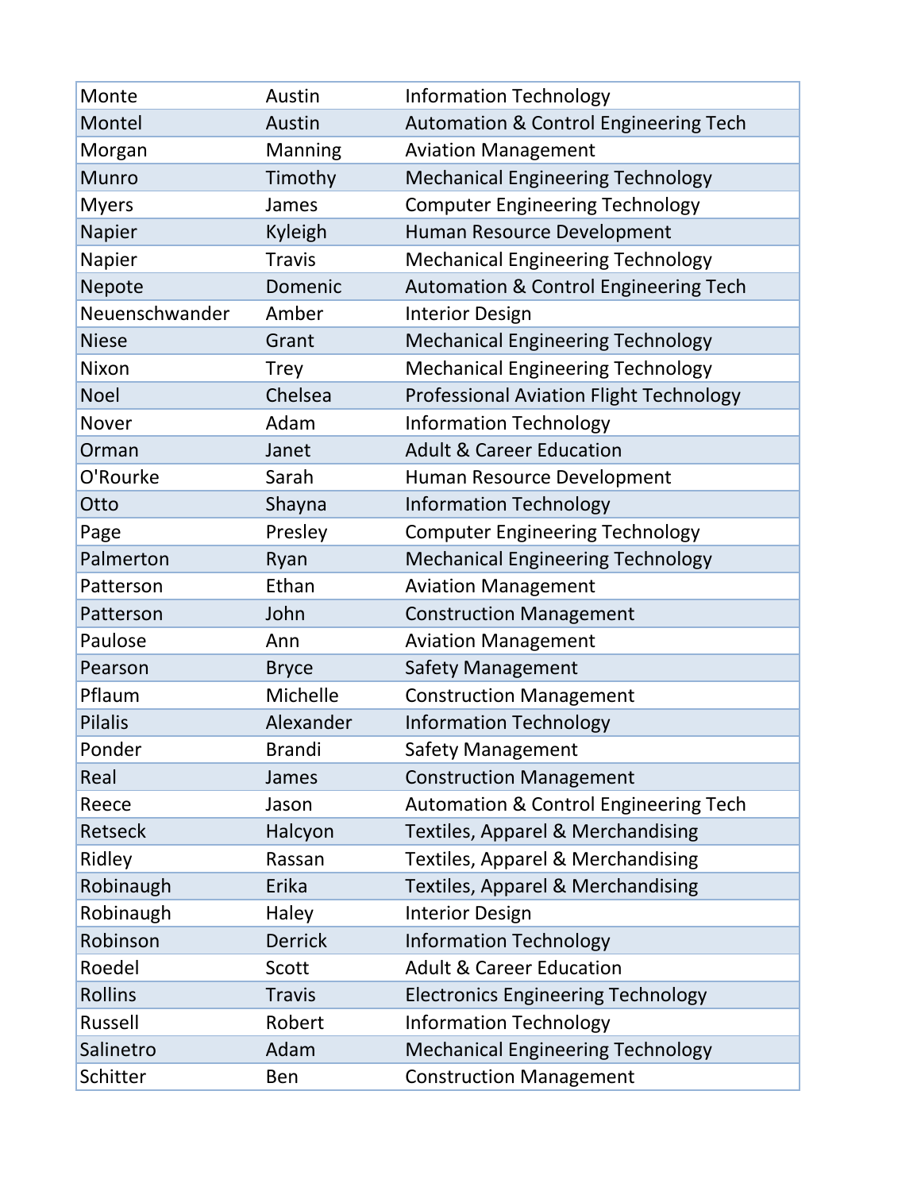| | | |
|---|---|---|
| Monte | Austin | Information Technology |
| Montel | Austin | Automation & Control Engineering Tech |
| Morgan | Manning | Aviation Management |
| Munro | Timothy | Mechanical Engineering Technology |
| Myers | James | Computer Engineering Technology |
| Napier | Kyleigh | Human Resource Development |
| Napier | Travis | Mechanical Engineering Technology |
| Nepote | Domenic | Automation & Control Engineering Tech |
| Neuenschwander | Amber | Interior Design |
| Niese | Grant | Mechanical Engineering Technology |
| Nixon | Trey | Mechanical Engineering Technology |
| Noel | Chelsea | Professional Aviation Flight Technology |
| Nover | Adam | Information Technology |
| Orman | Janet | Adult & Career Education |
| O'Rourke | Sarah | Human Resource Development |
| Otto | Shayna | Information Technology |
| Page | Presley | Computer Engineering Technology |
| Palmerton | Ryan | Mechanical Engineering Technology |
| Patterson | Ethan | Aviation Management |
| Patterson | John | Construction Management |
| Paulose | Ann | Aviation Management |
| Pearson | Bryce | Safety Management |
| Pflaum | Michelle | Construction Management |
| Pilalis | Alexander | Information Technology |
| Ponder | Brandi | Safety Management |
| Real | James | Construction Management |
| Reece | Jason | Automation & Control Engineering Tech |
| Retseck | Halcyon | Textiles, Apparel & Merchandising |
| Ridley | Rassan | Textiles, Apparel & Merchandising |
| Robinaugh | Erika | Textiles, Apparel & Merchandising |
| Robinaugh | Haley | Interior Design |
| Robinson | Derrick | Information Technology |
| Roedel | Scott | Adult & Career Education |
| Rollins | Travis | Electronics Engineering Technology |
| Russell | Robert | Information Technology |
| Salinetro | Adam | Mechanical Engineering Technology |
| Schitter | Ben | Construction Management |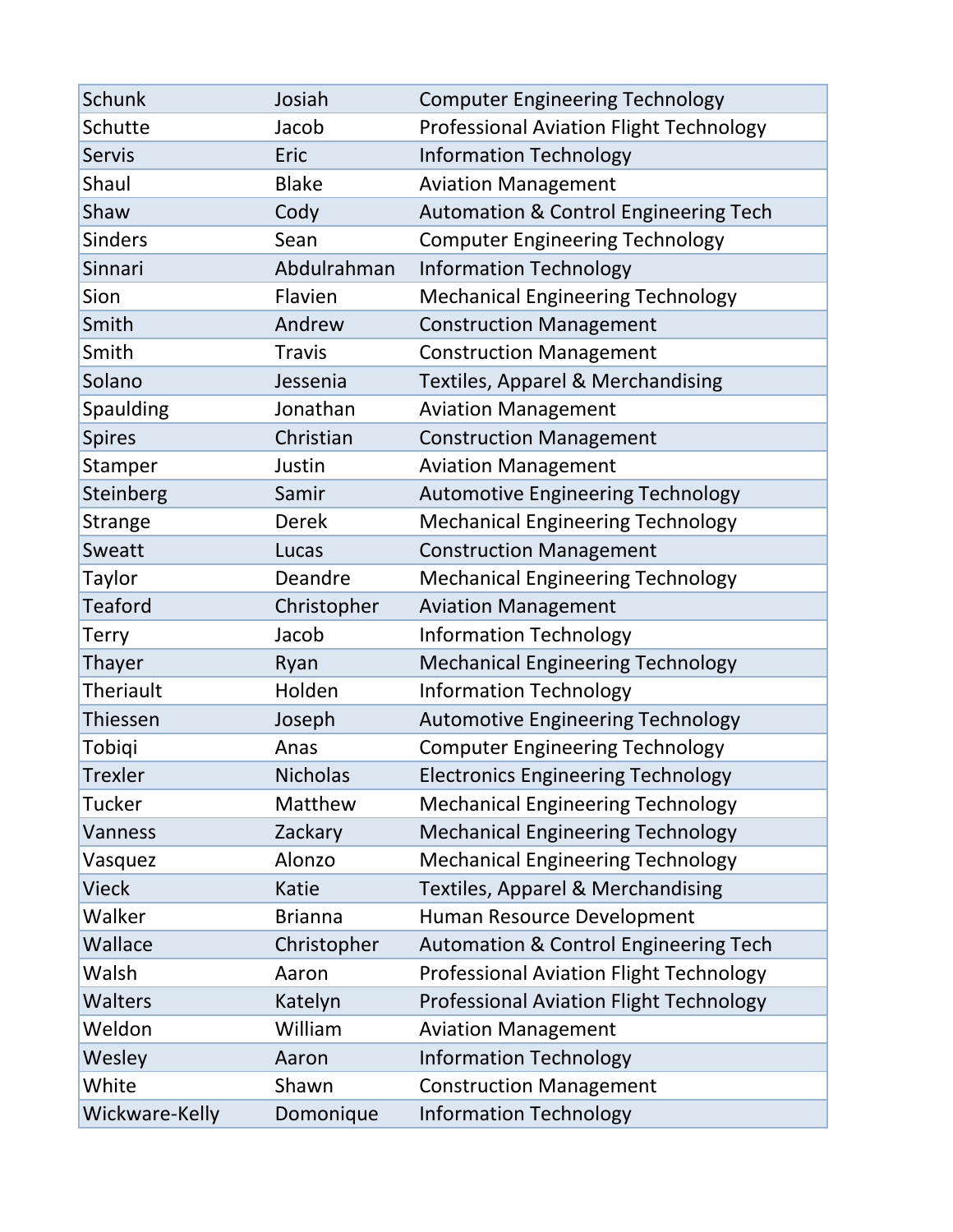| | | |
|---|---|---|
| Schunk | Josiah | Computer Engineering Technology |
| Schutte | Jacob | Professional Aviation Flight Technology |
| Servis | Eric | Information Technology |
| Shaul | Blake | Aviation Management |
| Shaw | Cody | Automation & Control Engineering Tech |
| Sinders | Sean | Computer Engineering Technology |
| Sinnari | Abdulrahman | Information Technology |
| Sion | Flavien | Mechanical Engineering Technology |
| Smith | Andrew | Construction Management |
| Smith | Travis | Construction Management |
| Solano | Jessenia | Textiles, Apparel & Merchandising |
| Spaulding | Jonathan | Aviation Management |
| Spires | Christian | Construction Management |
| Stamper | Justin | Aviation Management |
| Steinberg | Samir | Automotive Engineering Technology |
| Strange | Derek | Mechanical Engineering Technology |
| Sweatt | Lucas | Construction Management |
| Taylor | Deandre | Mechanical Engineering Technology |
| Teaford | Christopher | Aviation Management |
| Terry | Jacob | Information Technology |
| Thayer | Ryan | Mechanical Engineering Technology |
| Theriault | Holden | Information Technology |
| Thiessen | Joseph | Automotive Engineering Technology |
| Tobiqi | Anas | Computer Engineering Technology |
| Trexler | Nicholas | Electronics Engineering Technology |
| Tucker | Matthew | Mechanical Engineering Technology |
| Vanness | Zackary | Mechanical Engineering Technology |
| Vasquez | Alonzo | Mechanical Engineering Technology |
| Vieck | Katie | Textiles, Apparel & Merchandising |
| Walker | Brianna | Human Resource Development |
| Wallace | Christopher | Automation & Control Engineering Tech |
| Walsh | Aaron | Professional Aviation Flight Technology |
| Walters | Katelyn | Professional Aviation Flight Technology |
| Weldon | William | Aviation Management |
| Wesley | Aaron | Information Technology |
| White | Shawn | Construction Management |
| Wickware-Kelly | Domonique | Information Technology |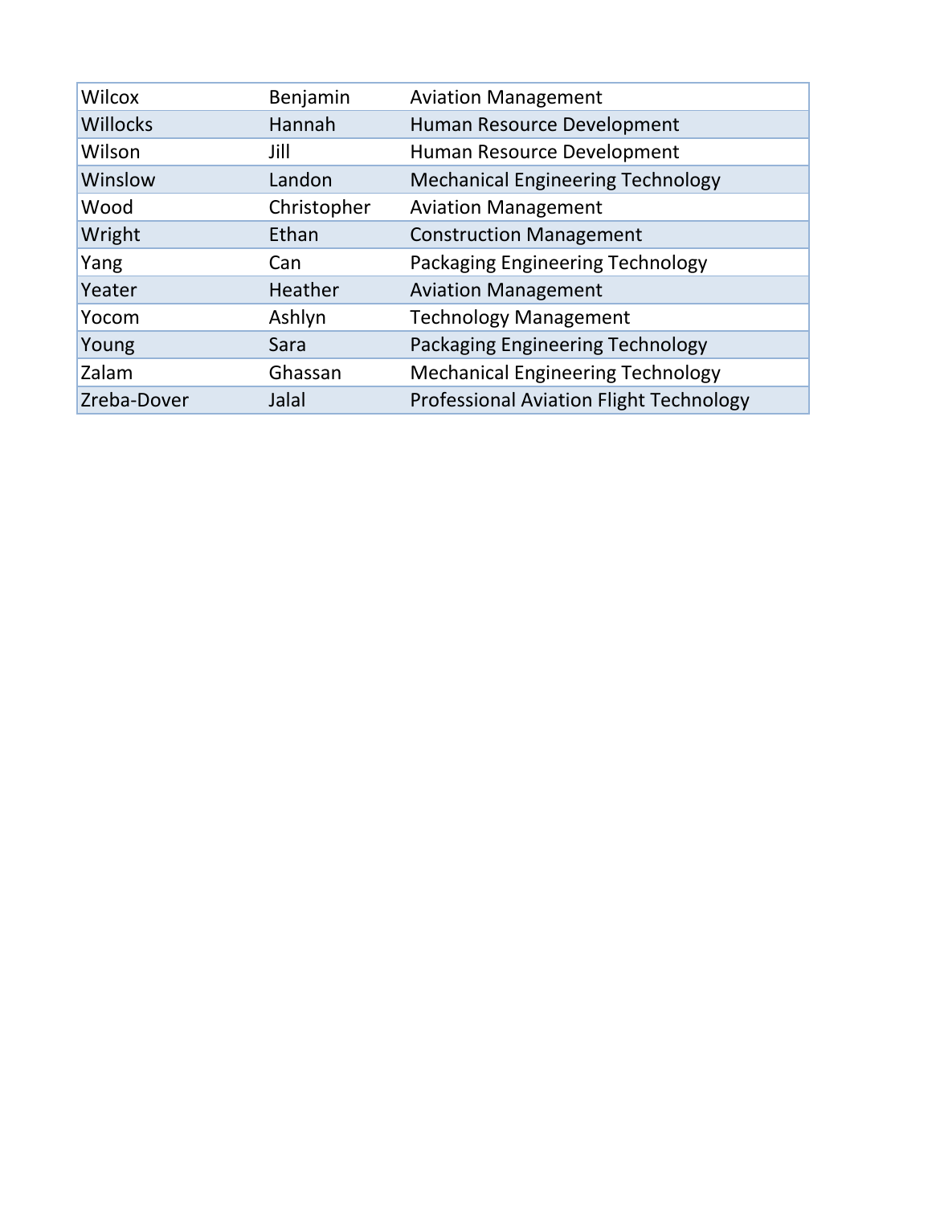| | | |
|---|---|---|
| Wilcox | Benjamin | Aviation Management |
| Willocks | Hannah | Human Resource Development |
| Wilson | Jill | Human Resource Development |
| Winslow | Landon | Mechanical Engineering Technology |
| Wood | Christopher | Aviation Management |
| Wright | Ethan | Construction Management |
| Yang | Can | Packaging Engineering Technology |
| Yeater | Heather | Aviation Management |
| Yocom | Ashlyn | Technology Management |
| Young | Sara | Packaging Engineering Technology |
| Zalam | Ghassan | Mechanical Engineering Technology |
| Zreba-Dover | Jalal | Professional Aviation Flight Technology |